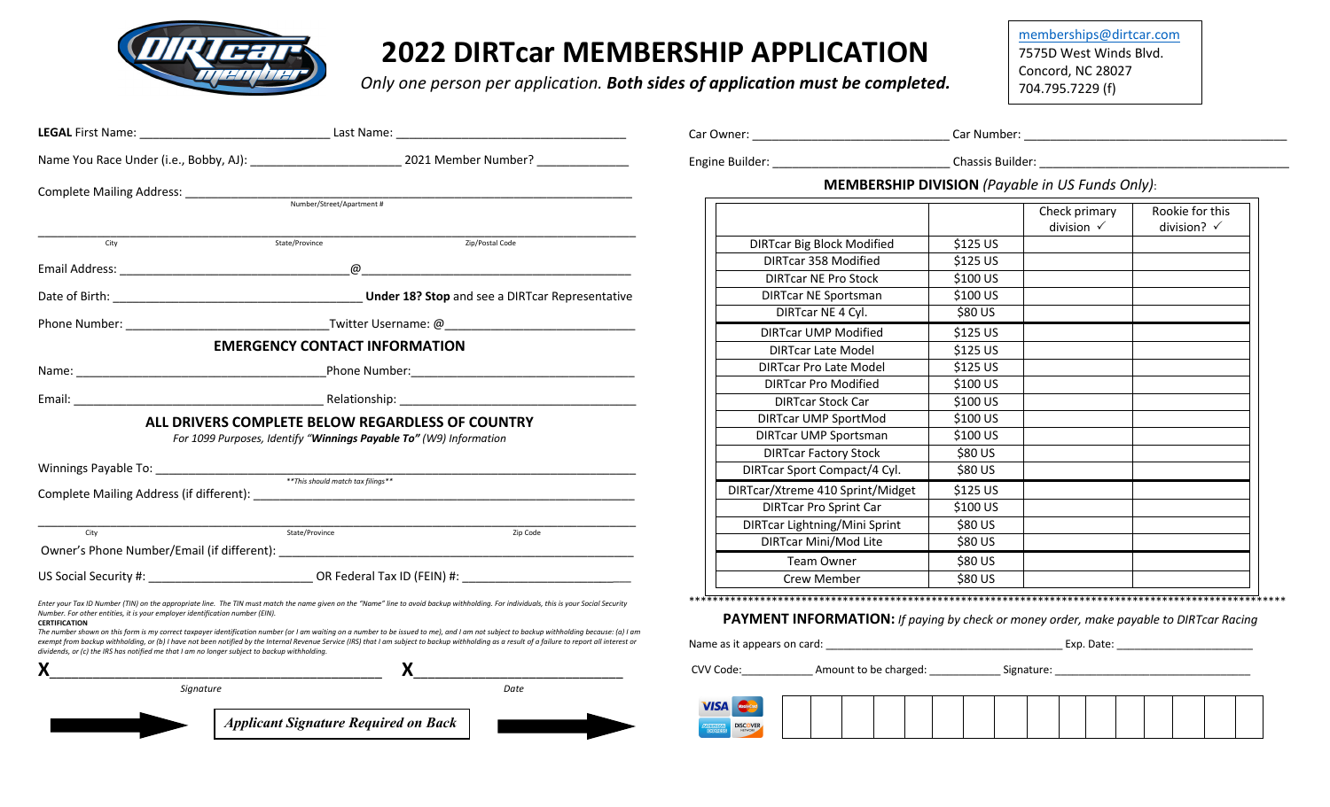memberships@dirtcar.com
7575D West Winds Blvd.
Concord, NC 28027
704.795.7229 (f)

# 2022 DIRTcar MEMBERSHIP APPLICATION

*Only one person per application. **Both sides of application must be completed.***

**LEGAL** First Name: ____________________ Last Name: ____________________

Name You Race Under (i.e., Bobby, AJ): ____________________ 2021 Member Number? ____________

Complete Mailing Address: ________________________________________
Number/Street/Apartment #

________________________________________
City State/Province Zip/Postal Code

Email Address: ____________________@____________________

Date of Birth: ____________________ **Under 18? Stop** and see a DIRTcar Representative

Phone Number: ____________________Twitter Username: @____________________

## EMERGENCY CONTACT INFORMATION

Name: ____________________Phone Number:____________________

Email: ____________________ Relationship: ____________________

## ALL DRIVERS COMPLETE BELOW REGARDLESS OF COUNTRY

*For 1099 Purposes, Identify "**Winnings Payable To"** (W9) Information*

Winnings Payable To: ________________________________________
**This should match tax filings**

Complete Mailing Address (if different): ________________________________________

________________________________________
City State/Province Zip Code

Owner's Phone Number/Email (if different): ________________________________________

US Social Security #: ____________________ OR Federal Tax ID (FEIN) #: ____________________

*Enter your Tax ID Number (TIN) on the appropriate line. The TIN must match the name given on the "Name" line to avoid backup withholding. For individuals, this is your Social Security Number. For other entities, it is your employer identification number (EIN).*

**CERTIFICATION**

*The number shown on this form is my correct taxpayer identification number (or I am waiting on a number to be issued to me), and I am not subject to backup withholding because: (a) I am exempt from backup withholding, or (b) I have not been notified by the Internal Revenue Service (IRS) that I am subject to backup withholding as a result of a failure to report all interest or dividends, or (c) the IRS has notified me that I am no longer subject to backup withholding.*

**X**________________________________________ **X**____________________
*Signature* *Date*

***Applicant Signature Required on Back***

Car Owner: ____________________ Car Number: ____________________

Engine Builder: ____________________ Chassis Builder: ____________________

**MEMBERSHIP DIVISION** *(Payable in US Funds Only)*:

| | | Check primary division ✓ | Rookie for this division? ✓ |
|---|---|---|---|
| DIRTcar Big Block Modified | $125 US | | |
| DIRTcar 358 Modified | $125 US | | |
| DIRTcar NE Pro Stock | $100 US | | |
| DIRTcar NE Sportsman | $100 US | | |
| DIRTcar NE 4 Cyl. | $80 US | | |
| DIRTcar UMP Modified | $125 US | | |
| DIRTcar Late Model | $125 US | | |
| DIRTcar Pro Late Model | $125 US | | |
| DIRTcar Pro Modified | $100 US | | |
| DIRTcar Stock Car | $100 US | | |
| DIRTcar UMP SportMod | $100 US | | |
| DIRTcar UMP Sportsman | $100 US | | |
| DIRTcar Factory Stock | $80 US | | |
| DIRTcar Sport Compact/4 Cyl. | $80 US | | |
| DIRTcar/Xtreme 410 Sprint/Midget | $125 US | | |
| DIRTcar Pro Sprint Car | $100 US | | |
| DIRTcar Lightning/Mini Sprint | $80 US | | |
| DIRTcar Mini/Mod Lite | $80 US | | |
| Team Owner | $80 US | | |
| Crew Member | $80 US | | |

**PAYMENT INFORMATION:** *If paying by check or money order, make payable to DIRTcar Racing*

Name as it appears on card: ____________________ Exp. Date: ____________

CVV Code:__________ Amount to be charged: __________ Signature: ____________________

VISA MasterCard American Express DISCOVER

| | | | | | | | | | | | | | | | |
|---|---|---|---|---|---|---|---|---|---|---|---|---|---|---|---|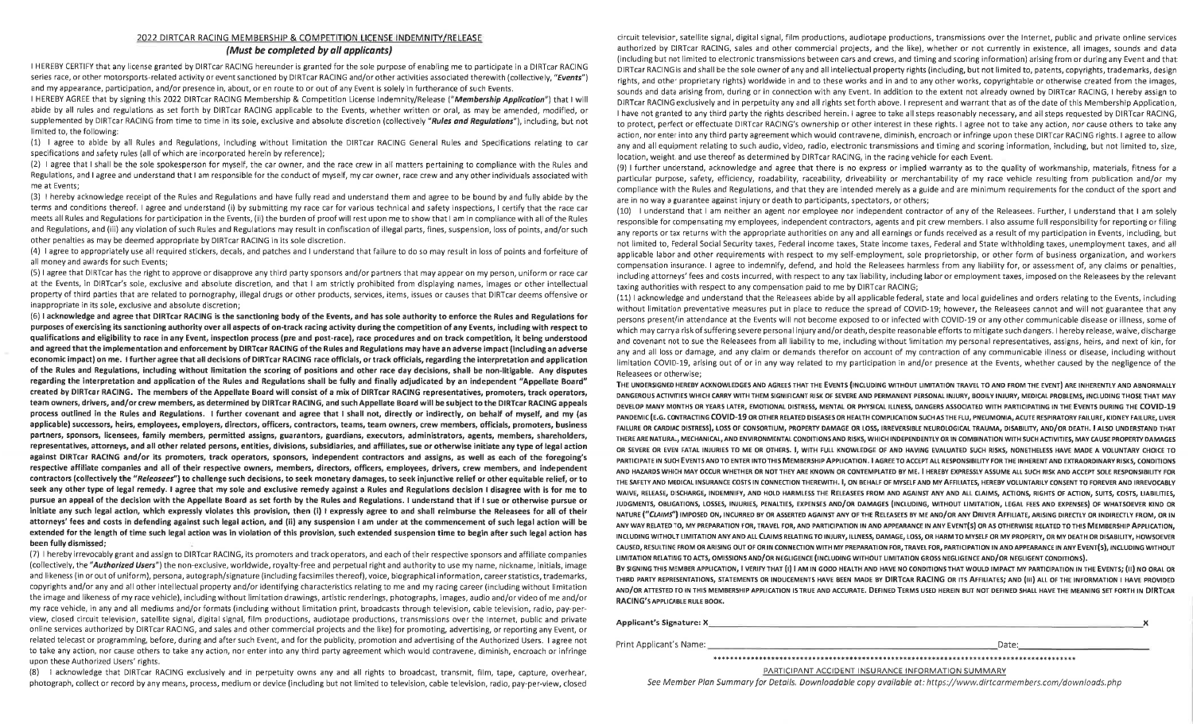## 2022 DIRTCAR RACING MEMBERSHIP & COMPETITION LICENSE INDEMNITY/RELEASE

### *(Must be completed by all applicants)*

I HEREBY CERTIFY that any license granted by DIRTcar RACING hereunder is granted for the sole purpose of enabling me to participate in a DIRTcar RACING series race, or other motorsports-related activity or event sanctioned by DIRTcar RACING and/or other activities associated therewith (collectively, "*Events*") and my appearance, participation, and/or presence in, about, or en route to or out of any Event is solely in furtherance of such Events.

I HEREBY AGREE that by signing this 2022 DIRTcar RACING Membership & Competition License Indemnity/Release ("*Membership Application*") that I will abide by all rules and regulations as set forth by DIRTcar RACING applicable to the Events, whether written or oral, as may be amended, modified, or supplemented by DIRTcar RACING from time to time in its sole, exclusive and absolute discretion (collectively "*Rules and Regulations*"), including, but not limited to, the following:

(1) I agree to abide by all Rules and Regulations, including without limitation the DIRTcar RACING General Rules and Specifications relating to car specifications and safety rules (all of which are incorporated herein by reference);

(2) I agree that I shall be the sole spokesperson for myself, the car owner, and the race crew in all matters pertaining to compliance with the Rules and Regulations, and I agree and understand that I am responsible for the conduct of myself, my car owner, race crew and any other individuals associated with me at Events;

(3) I hereby acknowledge receipt of the Rules and Regulations and have fully read and understand them and agree to be bound by and fully abide by the terms and conditions thereof. I agree and understand (i) by submitting my race car for various technical and safety inspections, I certify that the race car meets all Rules and Regulations for participation in the Events, (ii) the burden of proof will rest upon me to show that I am in compliance with all of the Rules and Regulations, and (iii) any violation of such Rules and Regulations may result in confiscation of illegal parts, fines, suspension, loss of points, and/or such other penalties as may be deemed appropriate by DIRTcar RACING in its sole discretion.

(4) I agree to appropriately use all required stickers, decals, and patches and I understand that failure to do so may result in loss of points and forfeiture of all money and awards for such Events;

(5) I agree that DIRTcar has the right to approve or disapprove any third party sponsors and/or partners that may appear on my person, uniform or race car at the Events, in DIRTcar's sole, exclusive and absolute discretion, and that I am strictly prohibited from displaying names, images or other intellectual property of third parties that are related to pornography, illegal drugs or other products, services, items, issues or causes that DIRTcar deems offensive or inappropriate in its sole, exclusive and absolute discretion;

**(6) I acknowledge and agree that DIRTcar RACING is the sanctioning body of the Events, and has sole authority to enforce the Rules and Regulations for purposes of exercising its sanctioning authority over all aspects of on-track racing activity during the competition of any Events, including with respect to qualifications and eligibility to race in any Event, inspection process (pre and post-race), race procedures and on track competition, it being understood and agreed that the implementation and enforcement by DIRTcar RACING of the Rules and Regulations may have an adverse impact (including an adverse economic impact) on me. I further agree that all decisions of DIRTcar RACING race officials, or track officials, regarding the interpretation and application of the Rules and Regulations, including without limitation the scoring of positions and other race day decisions, shall be non-litigable. Any disputes regarding the interpretation and application of the Rules and Regulations shall be fully and finally adjudicated by an independent "Appellate Board" created by DIRTcar RACING. The members of the Appellate Board will consist of a mix of DIRTcar RACING representatives, promoters, track operators, team owners, drivers, and/or crew members, as determined by DIRTcar RACING, and such Appellate Board will be subject to the DIRTcar RACING appeals process outlined in the Rules and Regulations. I further covenant and agree that I shall not, directly or indirectly, on behalf of myself, and my (as applicable) successors, heirs, employees, employers, directors, officers, contractors, teams, team owners, crew members, officials, promoters, business partners, sponsors, licensees, family members, permitted assigns, guarantors, guardians, executors, administrators, agents, members, shareholders, representatives, attorneys, and all other related persons, entities, divisions, subsidiaries, and affiliates, sue or otherwise initiate any type of legal action against DIRTcar RACING and/or its promoters, track operators, sponsors, independent contractors and assigns, as well as each of the foregoing's respective affiliate companies and all of their respective owners, members, directors, officers, employees, drivers, crew members, and independent contractors (collectively the "*Releasees*") to challenge such decisions, to seek monetary damages, to seek injunctive relief or other equitable relief, or to seek any other type of legal remedy. I agree that my sole and exclusive remedy against a Rules and Regulations decision I disagree with is for me to pursue an appeal of the decision with the Appellate Board as set forth by the Rules and Regulations. I understand that if I sue or otherwise pursue or initiate any such legal action, which expressly violates this provision, then (i) I expressly agree to and shall reimburse the Releasees for all of their attorneys' fees and costs in defending against such legal action, and (ii) any suspension I am under at the commencement of such legal action will be extended for the length of time such legal action was in violation of this provision, such extended suspension time to begin after such legal action has been fully dismissed;**

(7) I hereby irrevocably grant and assign to DIRTcar RACING, its promoters and track operators, and each of their respective sponsors and affiliate companies (collectively, the "*Authorized Users*") the non-exclusive, worldwide, royalty-free and perpetual right and authority to use my name, nickname, initials, image and likeness (in or out of uniform), persona, autograph/signature (including facsimiles thereof), voice, biographical information, career statistics, trademarks, copyrights and/or any and all other intellectual property and/or identifying characteristics relating to me and my racing career (including without limitation the image and likeness of my race vehicle), including without limitation drawings, artistic renderings, photographs, images, audio and/or video of me and/or my race vehicle, in any and all mediums and/or formats (including without limitation print, broadcasts through television, cable television, radio, pay-per-view, closed circuit television, satellite signal, digital signal, film productions, audiotape productions, transmissions over the Internet, public and private online services authorized by DIRTcar RACING, and sales and other commercial projects and the like) for promoting, advertising, or reporting any Event, or related telecast or programming, before, during and after such Event, and for the publicity, promotion and advertising of the Authorized Users. I agree not to take any action, nor cause others to take any action, nor enter into any third party agreement which would contravene, diminish, encroach or infringe upon these Authorized Users' rights.

(8) I acknowledge that DIRTcar RACING exclusively and in perpetuity owns any and all rights to broadcast, transmit, film, tape, capture, overhear, photograph, collect or record by any means, process, medium or device (including but not limited to television, cable television, radio, pay-per-view, closed circuit television, satellite signal, digital signal, film productions, audiotape productions, transmissions over the Internet, public and private online services authorized by DIRTcar RACING, sales and other commercial projects, and the like), whether or not currently in existence, all images, sounds and data (including but not limited to electronic transmissions between cars and crews, and timing and scoring information) arising from or during any Event and that DIRTcar RACING is and shall be the sole owner of any and all intellectual property rights (including, but not limited to, patents, copyrights, trademarks, design rights, and other proprietary rights) worldwide in and to these works and in and to any other works, copyrightable or otherwise created from the images, sounds and data arising from, during or in connection with any Event. In addition to the extent not already owned by DIRTcar RACING, I hereby assign to DIRTcar RACING exclusively and in perpetuity any and all rights set forth above. I represent and warrant that as of the date of this Membership Application, I have not granted to any third party the rights described herein. I agree to take all steps reasonably necessary, and all steps requested by DIRTcar RACING, to protect, perfect or effectuate DIRTcar RACING's ownership or other interest in these rights. I agree not to take any action, nor cause others to take any action, nor enter into any third party agreement which would contravene, diminish, encroach or infringe upon these DIRTcar RACING rights. I agree to allow any and all equipment relating to such audio, video, radio, electronic transmissions and timing and scoring information, including, but not limited to, size, location, weight, and use thereof as determined by DIRTcar RACING, in the racing vehicle for each Event.

(9) I further understand, acknowledge and agree that there is no express or implied warranty as to the quality of workmanship, materials, fitness for a particular purpose, safety, efficiency, roadability, raceability, driveability or merchantability of my race vehicle resulting from publication and/or my compliance with the Rules and Regulations, and that they are intended merely as a guide and are minimum requirements for the conduct of the sport and are in no way a guarantee against injury or death to participants, spectators, or others;

(10) I understand that I am neither an agent nor employee nor independent contractor of any of the Releasees. Further, I understand that I am solely responsible for compensating my employees, independent contractors, agents and pit crew members. I also assume full responsibility for reporting or filing any reports or tax returns with the appropriate authorities on any and all earnings or funds received as a result of my participation in Events, including, but not limited to, Federal Social Security taxes, Federal income taxes, State income taxes, Federal and State withholding taxes, unemployment taxes, and all applicable labor and other requirements with respect to my self-employment, sole proprietorship, or other form of business organization, and workers compensation insurance. I agree to indemnify, defend, and hold the Releasees harmless from any liability for, or assessment of, any claims or penalties, including attorneys' fees and costs incurred, with respect to any tax liability, including labor or employment taxes, imposed on the Releasees by the relevant taxing authorities with respect to any compensation paid to me by DIRTcar RACING;

(11) I acknowledge and understand that the Releasees abide by all applicable federal, state and local guidelines and orders relating to the Events, including without limitation preventative measures put in place to reduce the spread of COVID-19; however, the Releasees cannot and will not guarantee that any persons present/in attendance at the Events will not become exposed to or infected with COVID-19 or any other communicable disease or illness, some of which may carry a risk of suffering severe personal injury and/or death, despite reasonable efforts to mitigate such dangers. I hereby release, waive, discharge and covenant not to sue the Releasees from all liability to me, including without limitation my personal representatives, assigns, heirs, and next of kin, for any and all loss or damage, and any claim or demands therefor on account of my contraction of any communicable illness or disease, including without limitation COVID-19, arising out of or in any way related to my participation in and/or presence at the Events, whether caused by the negligence of the Releasees or otherwise;

THE UNDERSIGNED HEREBY ACKNOWLEDGES AND AGREES THAT THE EVENTS (INCLUDING WITHOUT LIMITATION TRAVEL TO AND FROM THE EVENT) ARE INHERENTLY AND ABNORMALLY DANGEROUS ACTIVITIES WHICH CARRY WITH THEM SIGNIFICANT RISK OF SEVERE AND PERMANENT PERSONAL INJURY, BODILY INJURY, MEDICAL PROBLEMS, INCLUDING THOSE THAT MAY DEVELOP MANY MONTHS OR YEARS LATER, EMOTIONAL DISTRESS, MENTAL OR PHYSICAL ILLNESS, DANGERS ASSOCIATED WITH PARTICIPATING IN THE EVENTS DURING THE **COVID-19** PANDEMIC (E.G. CONTRACTING **COVID-19** OR OTHER RELATED DISEASES OR HEALTH COMPLICATION SUCH AS THE FLU, PNEUMONIA, ACUTE RESPIRATORY FAILURE, KIDNEY FAILURE, LIVER FAILURE OR CARDIAC DISTRESS), LOSS OF CONSORTIUM, PROPERTY DAMAGE OR LOSS, IRREVERSIBLE NEUROLOGICAL TRAUMA, DISABILITY, AND/OR DEATH. **I ALSO UNDERSTAND THAT** THERE ARE NATURAL, MECHANICAL, AND ENVIRONMENTAL CONDITIONS AND RISKS, WHICH INDEPENDENTLY OR IN COMBINATION WITH SUCH ACTIVITIES, MAY CAUSE PROPERTY DAMAGES OR SEVERE OR EVEN FATAL INJURIES TO ME OR OTHERS. I, WITH FULL KNOWLEDGE OF AND HAVING EVALUATED SUCH RISKS, NONETHELESS HAVE MADE A VOLUNTARY CHOICE TO PARTICIPATE IN SUCH EVENTS AND TO ENTER INTO THIS MEMBERSHIP APPLICATION. I AGREE TO ACCEPT ALL RESPONSIBILITY FOR THE INHERENT AND EXTRAORDINARY RISKS, CONDITIONS AND HAZARDS WHICH MAY OCCUR WHETHER OR NOT THEY ARE KNOWN OR CONTEMPLATED BY ME. I HEREBY EXPRESSLY ASSUME ALL SUCH RISK AND ACCEPT SOLE RESPONSIBILITY FOR THE SAFETY AND MEDICAL INSURANCE COSTS IN CONNECTION THEREWITH. I, ON BEHALF OF MYSELF AND MY AFFILIATES, HEREBY VOLUNTARILY CONSENT TO FOREVER AND IRREVOCABLY WAIVE, RELEASE, DISCHARGE, INDEMNIFY, AND HOLD HARMLESS THE RELEASEES FROM AND AGAINST ANY AND ALL CLAIMS, ACTIONS, RIGHTS OF ACTION, SUITS, COSTS, LIABILITIES, JUDGMENTS, OBLIGATIONS, LOSSES, INJURIES, PENALTIES, EXPENSES AND/OR DAMAGES (INCLUDING, WITHOUT LIMITATION, LEGAL FEES AND EXPENSES) OF WHATSOEVER KIND OR NATURE ("*CLAIMS*") IMPOSED ON, INCURRED BY OR ASSERTED AGAINST ANY OF THE RELEASEES BY ME AND/OR ANY DRIVER AFFILIATE, ARISING DIRECTLY OR INDIRECTLY FROM, OR IN ANY WAY RELATED TO, MY PREPARATION FOR, TRAVEL FOR, AND PARTICIPATION IN AND APPEARANCE IN ANY EVENT(S) OR AS OTHERWISE RELATED TO THIS MEMBERSHIP APPLICATION, INCLUDING WITHOUT LIMITATION ANY AND ALL CLAIMS RELATING TO INJURY, ILLNESS, DAMAGE, LOSS, OR HARM TO MYSELF OR MY PROPERTY, OR MY DEATH OR DISABILITY, HOWSOEVER CAUSED, RESULTING FROM OR ARISING OUT OF OR IN CONNECTION WITH MY PREPARATION FOR, TRAVEL FOR, PARTICIPATION IN AND APPEARANCE IN ANY EVENT(S), INCLUDING WITHOUT LIMITATION RELATING TO ACTS, OMISSIONS AND/OR NEGLIGENCE (INCLUDING WITHOUT LIMITATION GROSS NEGLIGENCE AND/OR NEGLIGENT CONDITIONS).

BY SIGNING THIS MEMBER APPLICATION, I VERIFY THAT (I) I AM IN GOOD HEALTH AND HAVE NO CONDITIONS THAT WOULD IMPACT MY PARTICIPATION IN THE EVENTS; (II) NO ORAL OR THIRD PARTY REPRESENTATIONS, STATEMENTS OR INDUCEMENTS HAVE BEEN MADE BY **DIRTCAR RACING** OR ITS AFFILIATES; AND (III) ALL OF THE INFORMATION I HAVE PROVIDED AND/OR ATTESTED TO IN THIS MEMBERSHIP APPLICATION IS TRUE AND ACCURATE. DEFINED TERMS USED HEREIN BUT NOT DEFINED SHALL HAVE THE MEANING SET FORTH IN **DIRTCAR RACING'S** APPLICABLE RULE BOOK.

**Applicant's Signature: X**\_\_\_\_\_\_\_\_\_\_\_\_\_\_\_\_\_\_\_\_\_\_\_\_\_\_\_\_\_\_\_\_\_\_\_\_\_\_\_\_ **X**

Print Applicant's Name: \_\_\_\_\_\_\_\_\_\_\_\_\_\_\_\_\_\_\_\_\_\_\_\_\_\_\_\_\_\_\_\_ Date: \_\_\_\_\_\_\_\_\_\_\_\_\_\_\_\_

\*\*\*\*\*\*\*\*\*\*\*\*\*\*\*\*\*\*\*\*\*\*\*\*\*\*\*\*\*\*\*\*\*\*\*\*\*\*\*\*\*\*\*\*\*\*\*\*\*\*\*\*\*\*\*\*\*\*\*\*\*\*\*\*\*\*\*\*\*\*\*\*\*\*\*\*\*\*\*\*\*\*\*\*\*\*

PARTICIPANT ACCIDENT INSURANCE INFORMATION SUMMARY

*See Member Plan Summary for Details. Downloadable copy available at: https://www.dirtcarmembers.com/downloads.php*